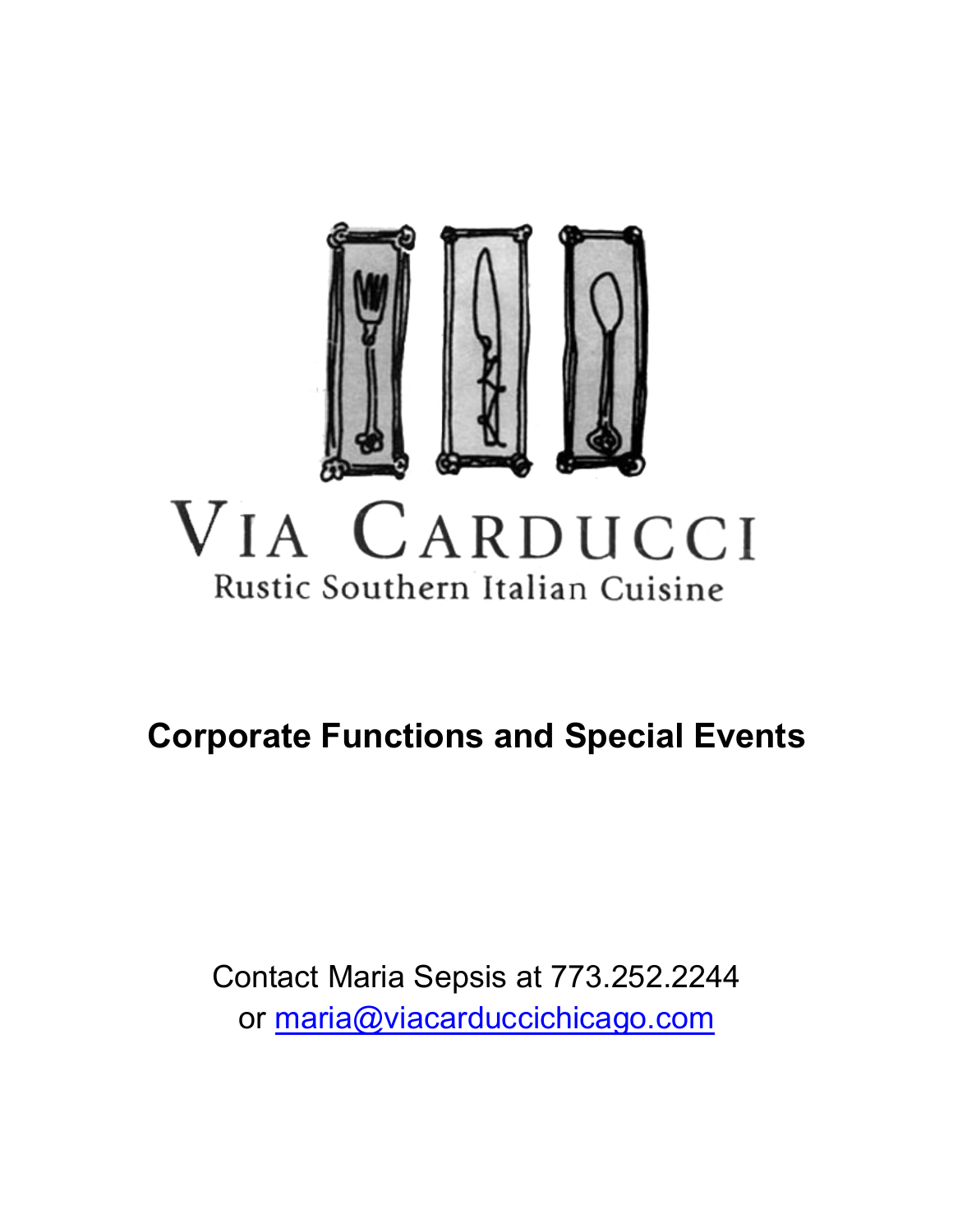# Via Carducci

Rustic Southern Italian Cuisine

## Corporate Functions and Special Events

Contact Maria Sepsis at 773.252.2244
or maria@viacarduccichicago.com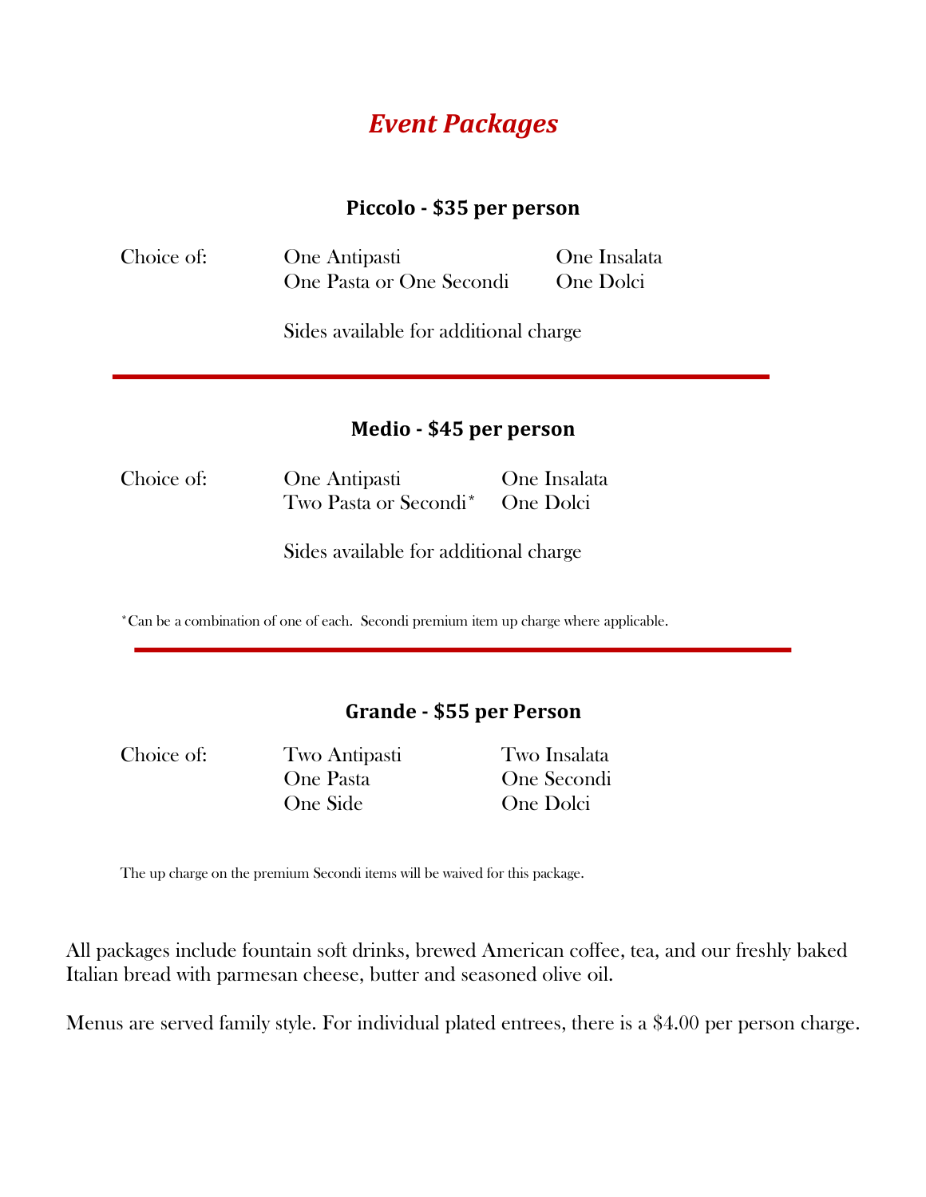# *Event Packages*

### Piccolo - $35 per person

Choice of:

- One Antipasti
- One Insalata
- One Pasta or One Secondi
- One Dolci

Sides available for additional charge

---

### Medio - $45 per person

Choice of:

- One Antipasti
- One Insalata
- Two Pasta or Secondi*
- One Dolci

Sides available for additional charge

*Can be a combination of one of each. Secondi premium item up charge where applicable.

---

### Grande - $55 per Person

Choice of:

- Two Antipasti
- Two Insalata
- One Pasta
- One Secondi
- One Side
- One Dolci

The up charge on the premium Secondi items will be waived for this package.

All packages include fountain soft drinks, brewed American coffee, tea, and our freshly baked Italian bread with parmesan cheese, butter and seasoned olive oil.

Menus are served family style. For individual plated entrees, there is a $4.00 per person charge.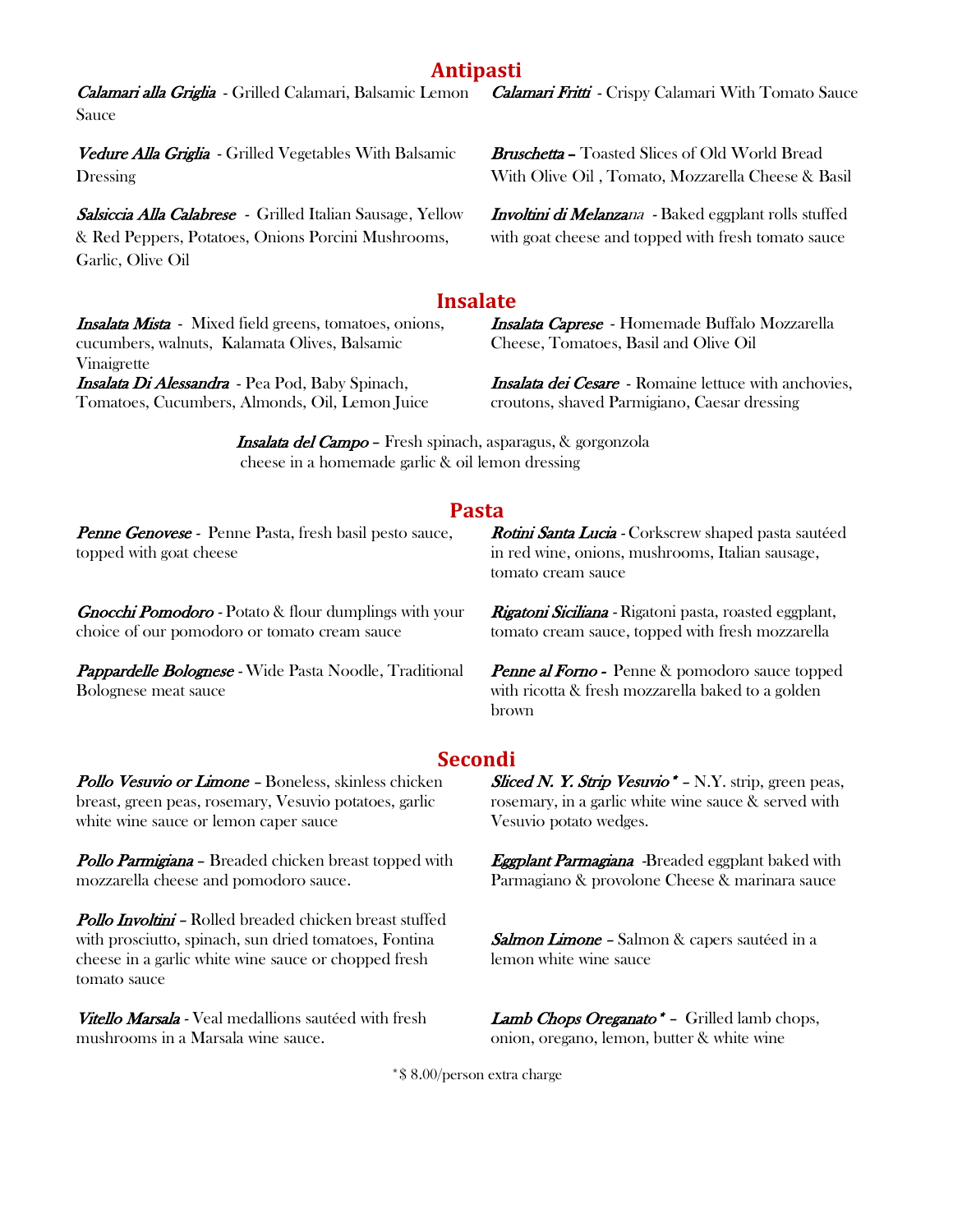## Antipasti

***Calamari alla Griglia*** - Grilled Calamari, Balsamic Lemon Sauce

***Calamari Fritti*** - Crispy Calamari With Tomato Sauce

***Vedure Alla Griglia*** - Grilled Vegetables With Balsamic Dressing

***Bruschetta*** – Toasted Slices of Old World Bread With Olive Oil , Tomato, Mozzarella Cheese & Basil

***Salsiccia Alla Calabrese*** - Grilled Italian Sausage, Yellow & Red Peppers, Potatoes, Onions Porcini Mushrooms, Garlic, Olive Oil

***Involtini di Melanzana*** - Baked eggplant rolls stuffed with goat cheese and topped with fresh tomato sauce

## Insalate

***Insalata Mista*** - Mixed field greens, tomatoes, onions, cucumbers, walnuts, Kalamata Olives, Balsamic Vinaigrette

***Insalata Di Alessandra*** - Pea Pod, Baby Spinach, Tomatoes, Cucumbers, Almonds, Oil, Lemon Juice

***Insalata Caprese*** - Homemade Buffalo Mozzarella Cheese, Tomatoes, Basil and Olive Oil

***Insalata dei Cesare*** - Romaine lettuce with anchovies, croutons, shaved Parmigiano, Caesar dressing

***Insalata del Campo*** – Fresh spinach, asparagus, & gorgonzola cheese in a homemade garlic & oil lemon dressing

## Pasta

***Penne Genovese*** - Penne Pasta, fresh basil pesto sauce, topped with goat cheese

***Rotini Santa Lucia*** - Corkscrew shaped pasta sautéed in red wine, onions, mushrooms, Italian sausage, tomato cream sauce

***Gnocchi Pomodoro*** - Potato & flour dumplings with your choice of our pomodoro or tomato cream sauce

***Rigatoni Siciliana*** - Rigatoni pasta, roasted eggplant, tomato cream sauce, topped with fresh mozzarella

***Pappardelle Bolognese*** - Wide Pasta Noodle, Traditional Bolognese meat sauce

***Penne al Forno*** - Penne & pomodoro sauce topped with ricotta & fresh mozzarella baked to a golden brown

## Secondi

***Pollo Vesuvio or Limone*** – Boneless, skinless chicken breast, green peas, rosemary, Vesuvio potatoes, garlic white wine sauce or lemon caper sauce

***Sliced N. Y. Strip Vesuvio**** – N.Y. strip, green peas, rosemary, in a garlic white wine sauce & served with Vesuvio potato wedges.

***Pollo Parmigiana*** – Breaded chicken breast topped with mozzarella cheese and pomodoro sauce.

***Eggplant Parmagiana*** -Breaded eggplant baked with Parmagiano & provolone Cheese & marinara sauce

***Pollo Involtini*** – Rolled breaded chicken breast stuffed with prosciutto, spinach, sun dried tomatoes, Fontina cheese in a garlic white wine sauce or chopped fresh tomato sauce

***Salmon Limone*** – Salmon & capers sautéed in a lemon white wine sauce

***Vitello Marsala*** - Veal medallions sautéed with fresh mushrooms in a Marsala wine sauce.

***Lamb Chops Oreganato**** – Grilled lamb chops, onion, oregano, lemon, butter & white wine

*$ 8.00/person extra charge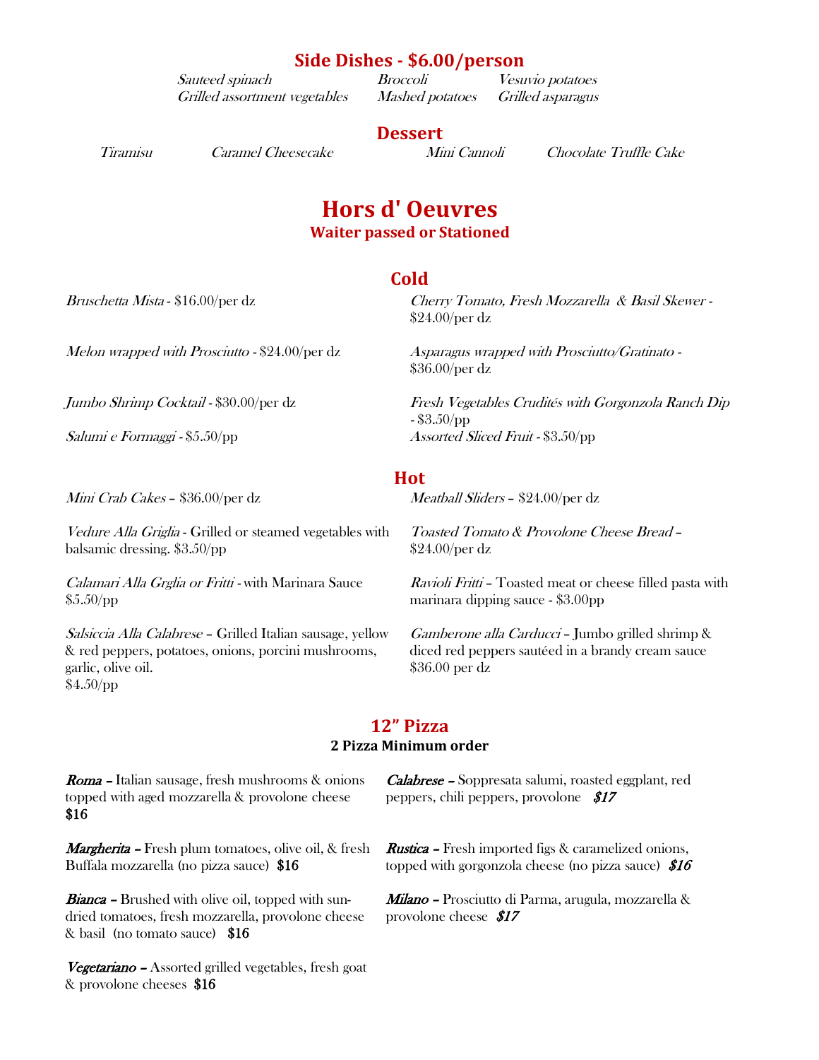## Side Dishes - $6.00/person

*Sauteed spinach*
*Broccoli*
*Vesuvio potatoes*
*Grilled assortment vegetables*
*Mashed potatoes*
*Grilled asparagus*

## Dessert

*Tiramisu*
*Caramel Cheesecake*
*Mini Cannoli*
*Chocolate Truffle Cake*

# Hors d' Oeuvres

### Waiter passed or Stationed

## Cold

*Bruschetta Mista* - $16.00/per dz

*Melon wrapped with Prosciutto* - $24.00/per dz

*Jumbo Shrimp Cocktail* - $30.00/per dz

*Salumi e Formaggi* - $5.50/pp

*Cherry Tomato, Fresh Mozzarella & Basil Skewer* - $24.00/per dz

*Asparagus wrapped with Prosciutto/Gratinato* - $36.00/per dz

*Fresh Vegetables Crudités with Gorgonzola Ranch Dip* - $3.50/pp

*Assorted Sliced Fruit* - $3.50/pp

## Hot

*Mini Crab Cakes* – $36.00/per dz

*Vedure Alla Griglia* - Grilled or steamed vegetables with balsamic dressing. $3.50/pp

*Calamari Alla Grglia or Fritti* - with Marinara Sauce $5.50/pp

*Salsiccia Alla Calabrese* – Grilled Italian sausage, yellow & red peppers, potatoes, onions, porcini mushrooms, garlic, olive oil.
$4.50/pp

*Meatball Sliders* – $24.00/per dz

*Toasted Tomato & Provolone Cheese Bread* – $24.00/per dz

*Ravioli Fritti* – Toasted meat or cheese filled pasta with marinara dipping sauce - $3.00pp

*Gamberone alla Carducci* – Jumbo grilled shrimp & diced red peppers sautéed in a brandy cream sauce
$36.00 per dz

## 12" Pizza

**2 Pizza Minimum order**

***Roma*** – Italian sausage, fresh mushrooms & onions topped with aged mozzarella & provolone cheese **$16**

***Margherita*** – Fresh plum tomatoes, olive oil, & fresh Buffala mozzarella (no pizza sauce) **$16**

***Bianca*** – Brushed with olive oil, topped with sun-dried tomatoes, fresh mozzarella, provolone cheese & basil (no tomato sauce) **$16**

***Vegetariano*** – Assorted grilled vegetables, fresh goat & provolone cheeses **$16**

***Calabrese*** – Soppresata salumi, roasted eggplant, red peppers, chili peppers, provolone ***$17***

***Rustica*** – Fresh imported figs & caramelized onions, topped with gorgonzola cheese (no pizza sauce) ***$16***

***Milano*** – Prosciutto di Parma, arugula, mozzarella & provolone cheese ***$17***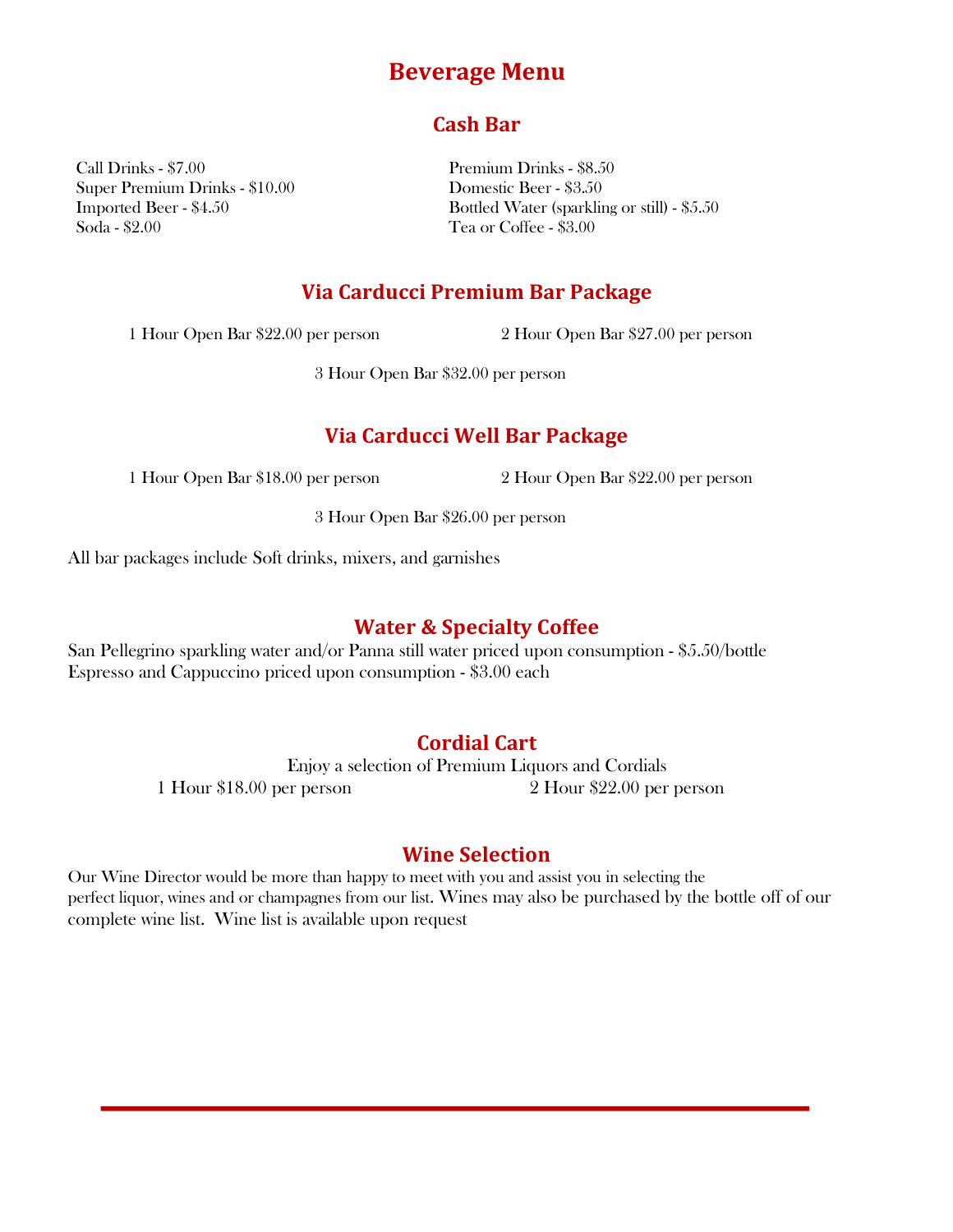# Beverage Menu

## Cash Bar

Call Drinks - $7.00
Premium Drinks - $8.50
Super Premium Drinks - $10.00
Domestic Beer - $3.50
Imported Beer - $4.50
Bottled Water (sparkling or still) - $5.50
Soda - $2.00
Tea or Coffee - $3.00

## Via Carducci Premium Bar Package

1 Hour Open Bar $22.00 per person
2 Hour Open Bar $27.00 per person
3 Hour Open Bar $32.00 per person

## Via Carducci Well Bar Package

1 Hour Open Bar $18.00 per person
2 Hour Open Bar $22.00 per person
3 Hour Open Bar $26.00 per person

All bar packages include Soft drinks, mixers, and garnishes

## Water & Specialty Coffee

San Pellegrino sparkling water and/or Panna still water priced upon consumption - $5.50/bottle
Espresso and Cappuccino priced upon consumption - $3.00 each

## Cordial Cart

Enjoy a selection of Premium Liquors and Cordials

1 Hour $18.00 per person
2 Hour $22.00 per person

## Wine Selection

Our Wine Director would be more than happy to meet with you and assist you in selecting the perfect liquor, wines and or champagnes from our list. Wines may also be purchased by the bottle off of our complete wine list. Wine list is available upon request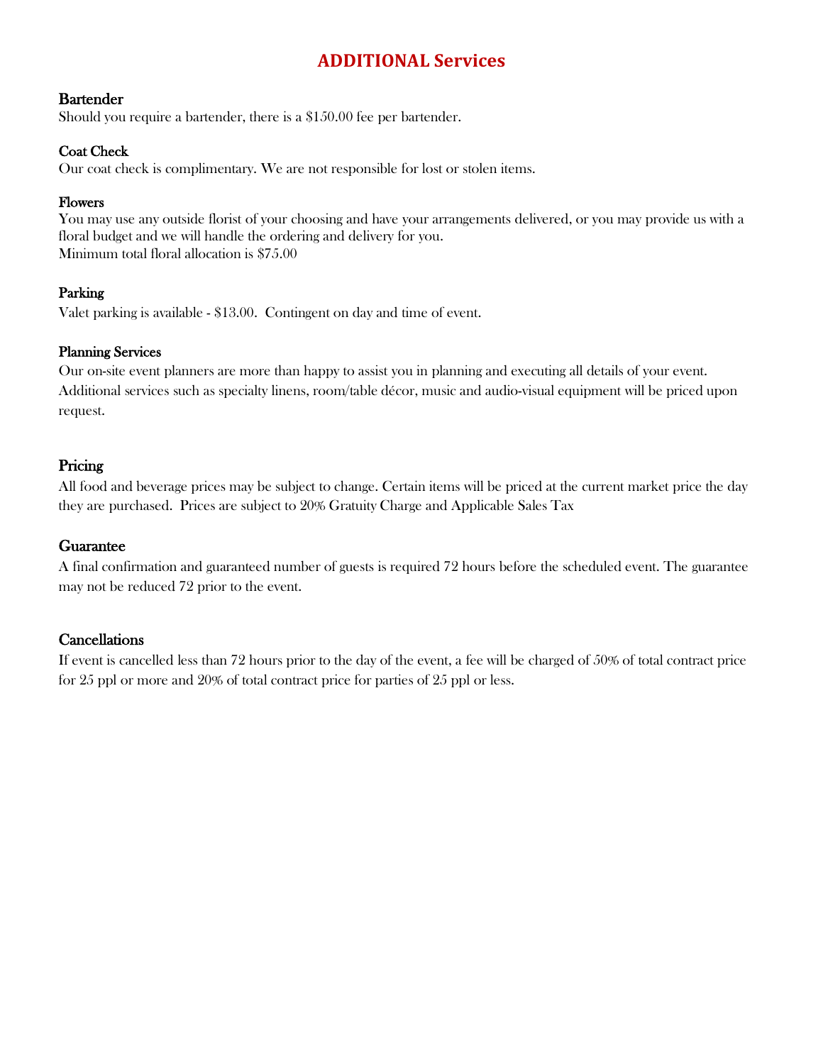# ADDITIONAL Services

### Bartender

Should you require a bartender, there is a $150.00 fee per bartender.

### Coat Check

Our coat check is complimentary. We are not responsible for lost or stolen items.

### Flowers

You may use any outside florist of your choosing and have your arrangements delivered, or you may provide us with a floral budget and we will handle the ordering and delivery for you.
Minimum total floral allocation is $75.00

### Parking

Valet parking is available - $13.00. Contingent on day and time of event.

### Planning Services

Our on-site event planners are more than happy to assist you in planning and executing all details of your event. Additional services such as specialty linens, room/table décor, music and audio-visual equipment will be priced upon request.

### Pricing

All food and beverage prices may be subject to change. Certain items will be priced at the current market price the day they are purchased. Prices are subject to 20% Gratuity Charge and Applicable Sales Tax

### Guarantee

A final confirmation and guaranteed number of guests is required 72 hours before the scheduled event. The guarantee may not be reduced 72 prior to the event.

### Cancellations

If event is cancelled less than 72 hours prior to the day of the event, a fee will be charged of 50% of total contract price for 25 ppl or more and 20% of total contract price for parties of 25 ppl or less.